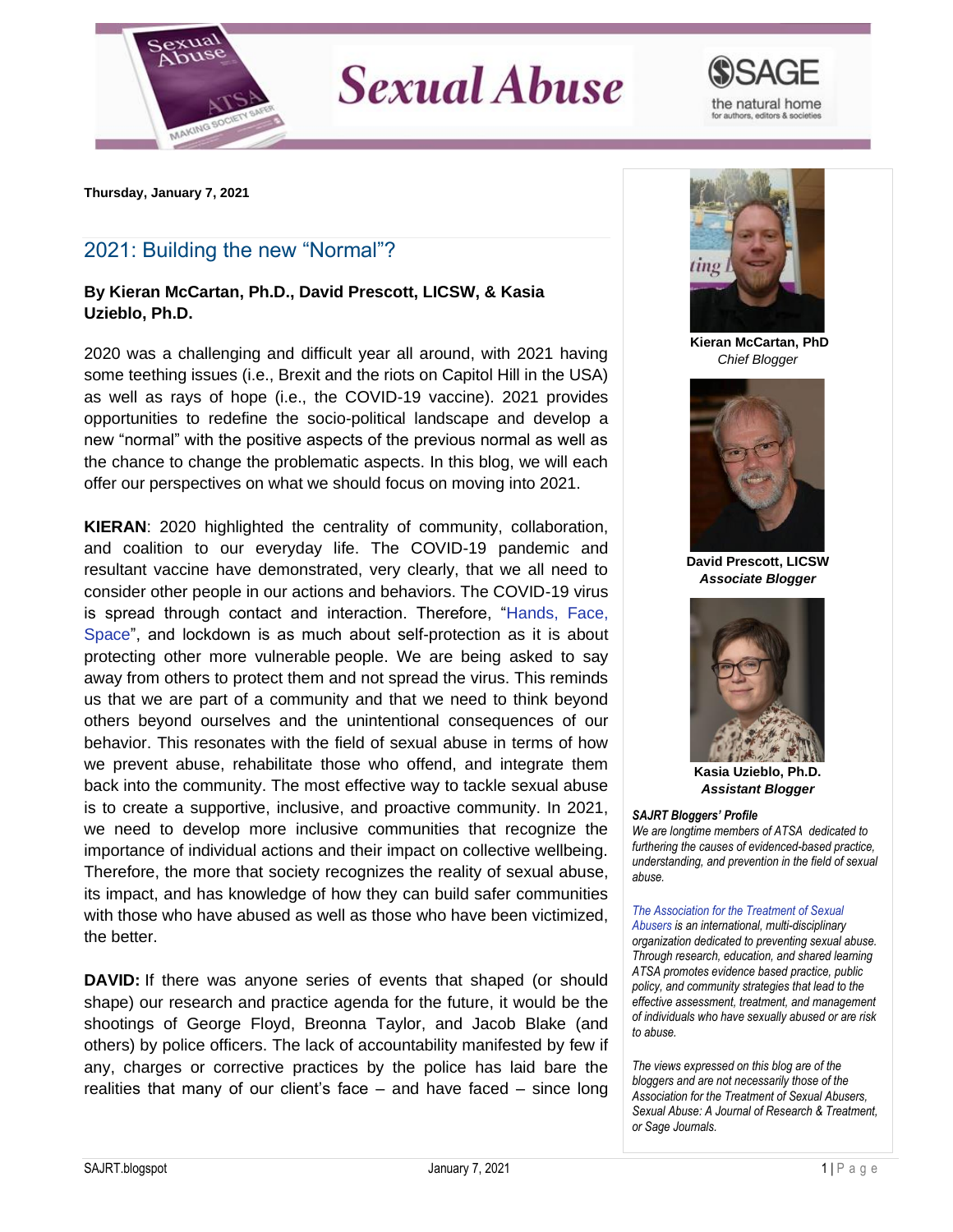**Thursday, January 7, 2021**

## 2021: Building the new "Normal"?

**By Kieran McCartan, Ph.D., David Prescott, LICSW, & Kasia Uzieblo, Ph.D.**

2020 was a challenging and difficult year all around, with 2021 having some teething issues (i.e., Brexit and the riots on Capitol Hill in the USA) as well as rays of hope (i.e., the COVID-19 vaccine). 2021 provides opportunities to redefine the socio-political landscape and develop a new "normal" with the positive aspects of the previous normal as well as the chance to change the problematic aspects. In this blog, we will each offer our perspectives on what we should focus on moving into 2021.

**KIERAN**: 2020 highlighted the centrality of community, collaboration, and coalition to our everyday life. The COVID-19 pandemic and resultant vaccine have demonstrated, very clearly, that we all need to consider other people in our actions and behaviors. The COVID-19 virus is spread through contact and interaction. Therefore, "Hands, Face, Space", and lockdown is as much about self-protection as it is about protecting other more vulnerable people. We are being asked to say away from others to protect them and not spread the virus. This reminds us that we are part of a community and that we need to think beyond others beyond ourselves and the unintentional consequences of our behavior. This resonates with the field of sexual abuse in terms of how we prevent abuse, rehabilitate those who offend, and integrate them back into the community. The most effective way to tackle sexual abuse is to create a supportive, inclusive, and proactive community. In 2021, we need to develop more inclusive communities that recognize the importance of individual actions and their impact on collective wellbeing. Therefore, the more that society recognizes the reality of sexual abuse, its impact, and has knowledge of how they can build safer communities with those who have abused as well as those who have been victimized, the better.

**DAVID:** If there was anyone series of events that shaped (or should shape) our research and practice agenda for the future, it would be the shootings of George Floyd, Breonna Taylor, and Jacob Blake (and others) by police officers. The lack of accountability manifested by few if any, charges or corrective practices by the police has laid bare the realities that many of our client's face – and have faced – since long

**Kieran McCartan, PhD**
*Chief Blogger*

**David Prescott, LICSW**
***Associate Blogger***

**Kasia Uzieblo, Ph.D.**
***Assistant Blogger***

***SAJRT Bloggers' Profile***
*We are longtime members of ATSA dedicated to furthering the causes of evidenced-based practice, understanding, and prevention in the field of sexual abuse.*

*The Association for the Treatment of Sexual Abusers is an international, multi-disciplinary organization dedicated to preventing sexual abuse. Through research, education, and shared learning ATSA promotes evidence based practice, public policy, and community strategies that lead to the effective assessment, treatment, and management of individuals who have sexually abused or are risk to abuse.*

*The views expressed on this blog are of the bloggers and are not necessarily those of the Association for the Treatment of Sexual Abusers, Sexual Abuse: A Journal of Research & Treatment, or Sage Journals.*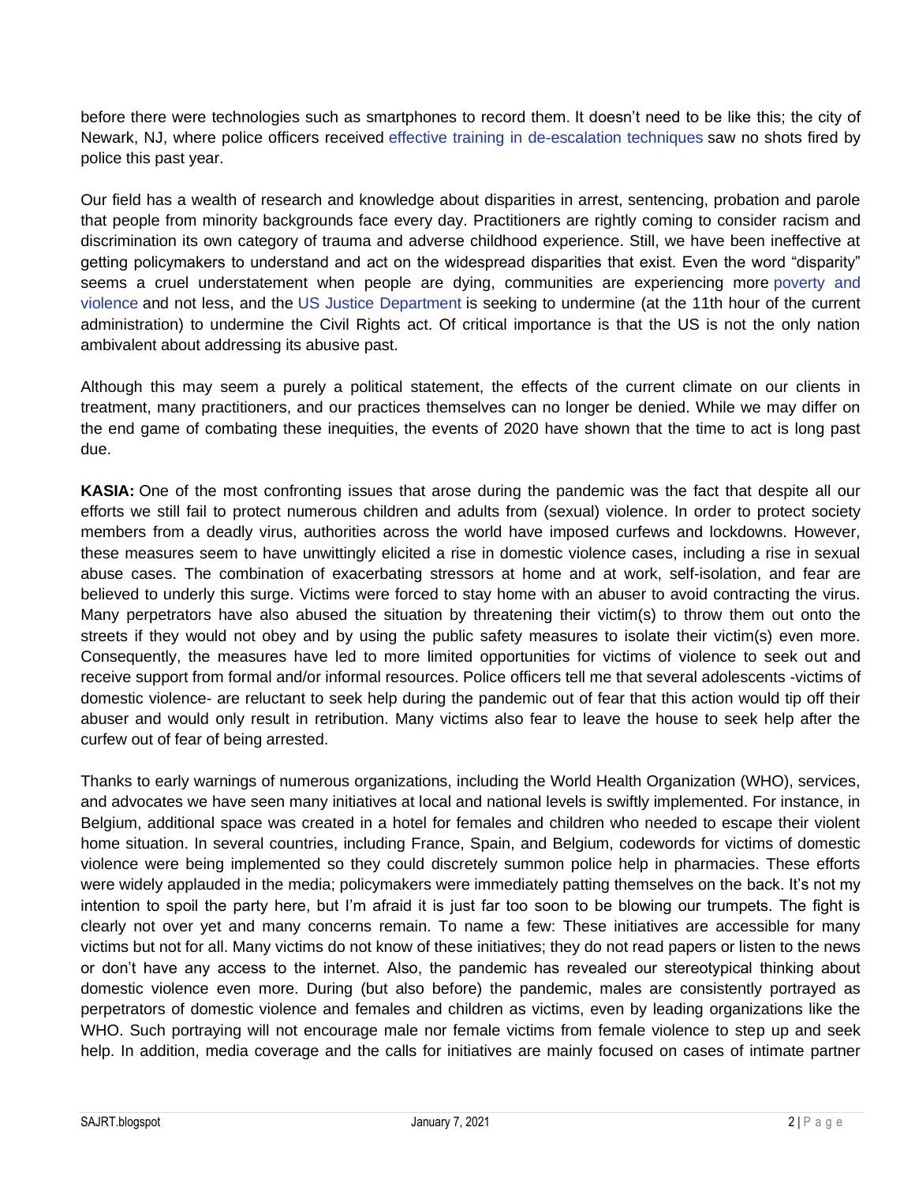before there were technologies such as smartphones to record them. It doesn't need to be like this; the city of Newark, NJ, where police officers received effective training in de-escalation techniques saw no shots fired by police this past year.

Our field has a wealth of research and knowledge about disparities in arrest, sentencing, probation and parole that people from minority backgrounds face every day. Practitioners are rightly coming to consider racism and discrimination its own category of trauma and adverse childhood experience. Still, we have been ineffective at getting policymakers to understand and act on the widespread disparities that exist. Even the word "disparity" seems a cruel understatement when people are dying, communities are experiencing more poverty and violence and not less, and the US Justice Department is seeking to undermine (at the 11th hour of the current administration) to undermine the Civil Rights act. Of critical importance is that the US is not the only nation ambivalent about addressing its abusive past.

Although this may seem a purely a political statement, the effects of the current climate on our clients in treatment, many practitioners, and our practices themselves can no longer be denied. While we may differ on the end game of combating these inequities, the events of 2020 have shown that the time to act is long past due.

**KASIA:** One of the most confronting issues that arose during the pandemic was the fact that despite all our efforts we still fail to protect numerous children and adults from (sexual) violence. In order to protect society members from a deadly virus, authorities across the world have imposed curfews and lockdowns. However, these measures seem to have unwittingly elicited a rise in domestic violence cases, including a rise in sexual abuse cases. The combination of exacerbating stressors at home and at work, self-isolation, and fear are believed to underly this surge. Victims were forced to stay home with an abuser to avoid contracting the virus. Many perpetrators have also abused the situation by threatening their victim(s) to throw them out onto the streets if they would not obey and by using the public safety measures to isolate their victim(s) even more. Consequently, the measures have led to more limited opportunities for victims of violence to seek out and receive support from formal and/or informal resources. Police officers tell me that several adolescents -victims of domestic violence- are reluctant to seek help during the pandemic out of fear that this action would tip off their abuser and would only result in retribution. Many victims also fear to leave the house to seek help after the curfew out of fear of being arrested.

Thanks to early warnings of numerous organizations, including the World Health Organization (WHO), services, and advocates we have seen many initiatives at local and national levels is swiftly implemented. For instance, in Belgium, additional space was created in a hotel for females and children who needed to escape their violent home situation. In several countries, including France, Spain, and Belgium, codewords for victims of domestic violence were being implemented so they could discretely summon police help in pharmacies. These efforts were widely applauded in the media; policymakers were immediately patting themselves on the back. It's not my intention to spoil the party here, but I'm afraid it is just far too soon to be blowing our trumpets. The fight is clearly not over yet and many concerns remain. To name a few: These initiatives are accessible for many victims but not for all. Many victims do not know of these initiatives; they do not read papers or listen to the news or don't have any access to the internet. Also, the pandemic has revealed our stereotypical thinking about domestic violence even more. During (but also before) the pandemic, males are consistently portrayed as perpetrators of domestic violence and females and children as victims, even by leading organizations like the WHO. Such portraying will not encourage male nor female victims from female violence to step up and seek help. In addition, media coverage and the calls for initiatives are mainly focused on cases of intimate partner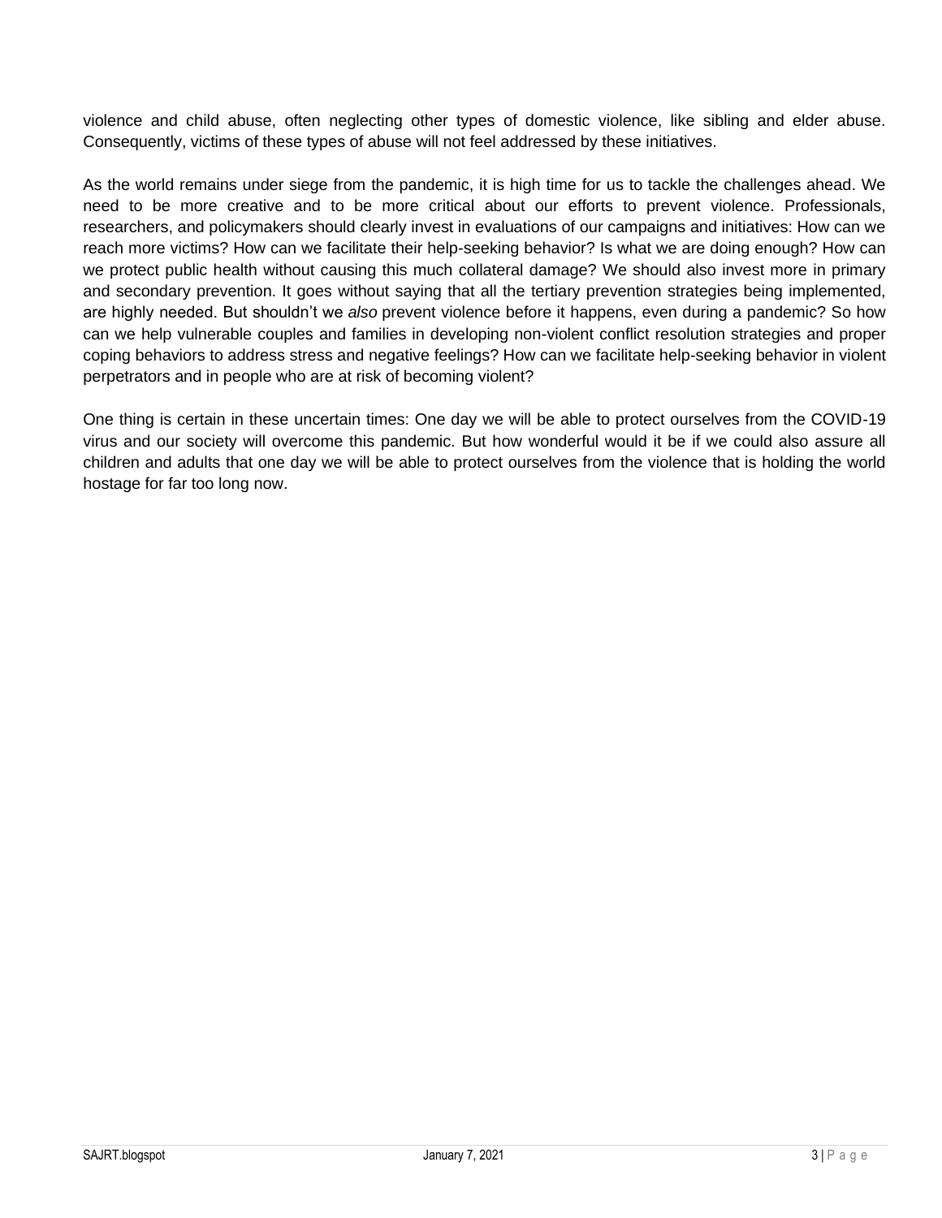violence and child abuse, often neglecting other types of domestic violence, like sibling and elder abuse. Consequently, victims of these types of abuse will not feel addressed by these initiatives.

As the world remains under siege from the pandemic, it is high time for us to tackle the challenges ahead. We need to be more creative and to be more critical about our efforts to prevent violence. Professionals, researchers, and policymakers should clearly invest in evaluations of our campaigns and initiatives: How can we reach more victims? How can we facilitate their help-seeking behavior? Is what we are doing enough? How can we protect public health without causing this much collateral damage? We should also invest more in primary and secondary prevention. It goes without saying that all the tertiary prevention strategies being implemented, are highly needed. But shouldn't we *also* prevent violence before it happens, even during a pandemic? So how can we help vulnerable couples and families in developing non-violent conflict resolution strategies and proper coping behaviors to address stress and negative feelings? How can we facilitate help-seeking behavior in violent perpetrators and in people who are at risk of becoming violent?

One thing is certain in these uncertain times: One day we will be able to protect ourselves from the COVID-19 virus and our society will overcome this pandemic. But how wonderful would it be if we could also assure all children and adults that one day we will be able to protect ourselves from the violence that is holding the world hostage for far too long now.